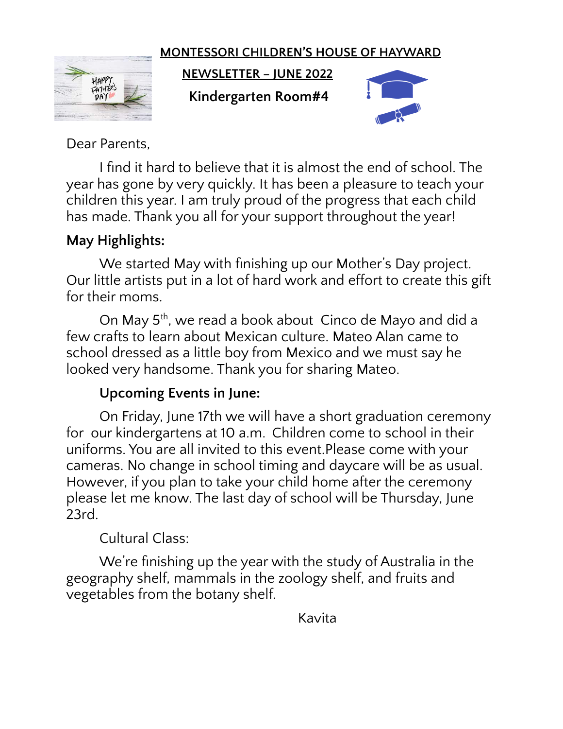**MONTESSORI CHILDREN'S HOUSE OF HAYWARD**

**NEWSLETTER – JUNE 2022**

**Kindergarten Room#4**

Dear Parents,

I find it hard to believe that it is almost the end of school. The year has gone by very quickly. It has been a pleasure to teach your children this year. I am truly proud of the progress that each child has made. Thank you all for your support throughout the year!

**May Highlights:**

We started May with finishing up our Mother's Day project. Our little artists put in a lot of hard work and effort to create this gift for their moms.

On May 5th, we read a book about Cinco de Mayo and did a few crafts to learn about Mexican culture. Mateo Alan came to school dressed as a little boy from Mexico and we must say he looked very handsome. Thank you for sharing Mateo.

**Upcoming Events in June:**

On Friday, June 17th we will have a short graduation ceremony for our kindergartens at 10 a.m. Children come to school in their uniforms. You are all invited to this event.Please come with your cameras. No change in school timing and daycare will be as usual. However, if you plan to take your child home after the ceremony please let me know. The last day of school will be Thursday, June 23rd.

Cultural Class:

We're finishing up the year with the study of Australia in the geography shelf, mammals in the zoology shelf, and fruits and vegetables from the botany shelf.

Kavita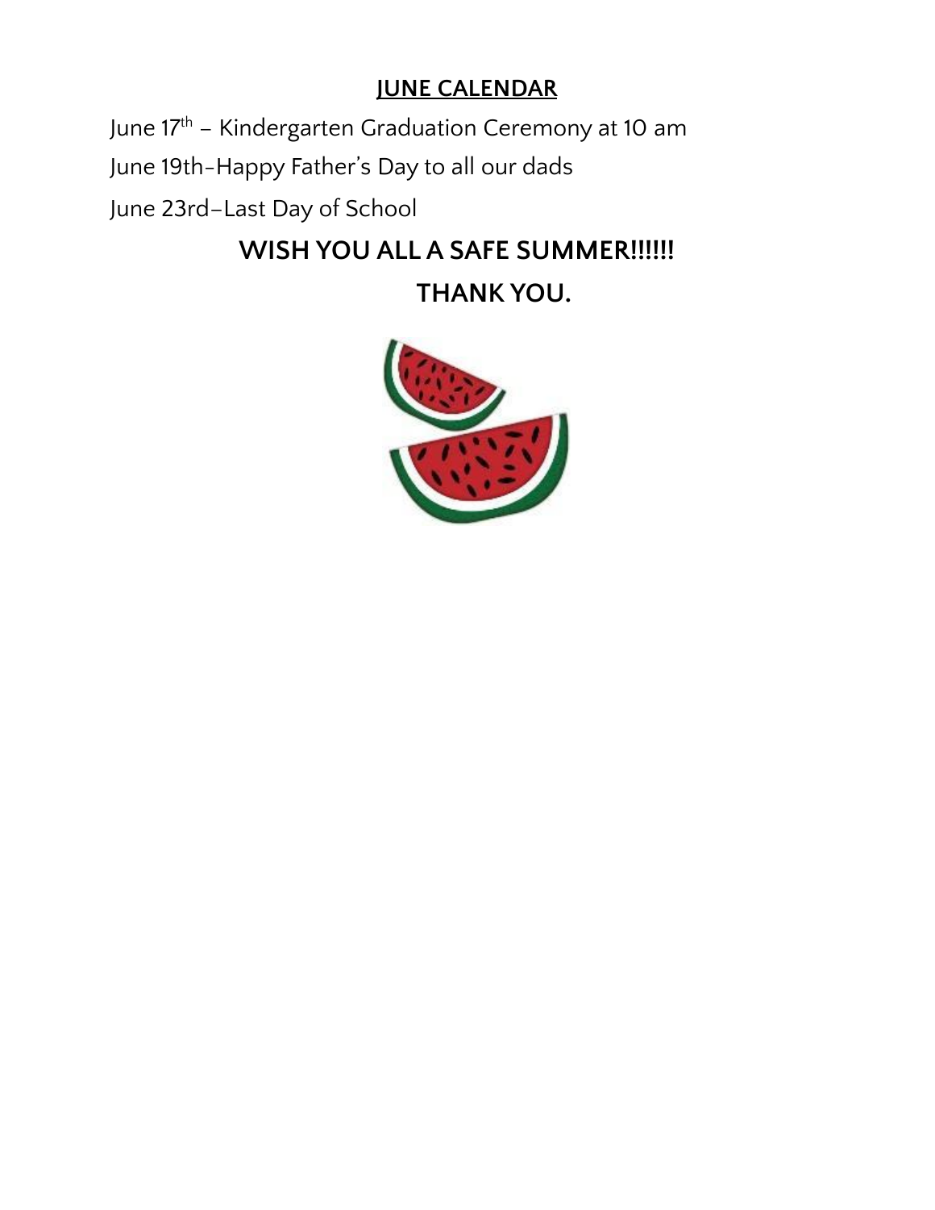**JUNE CALENDAR**

June 17th – Kindergarten Graduation Ceremony at 10 am

June 19th-Happy Father's Day to all our dads

June 23rd–Last Day of School

**WISH YOU ALL A SAFE SUMMER!!!!!!**

**THANK YOU.**